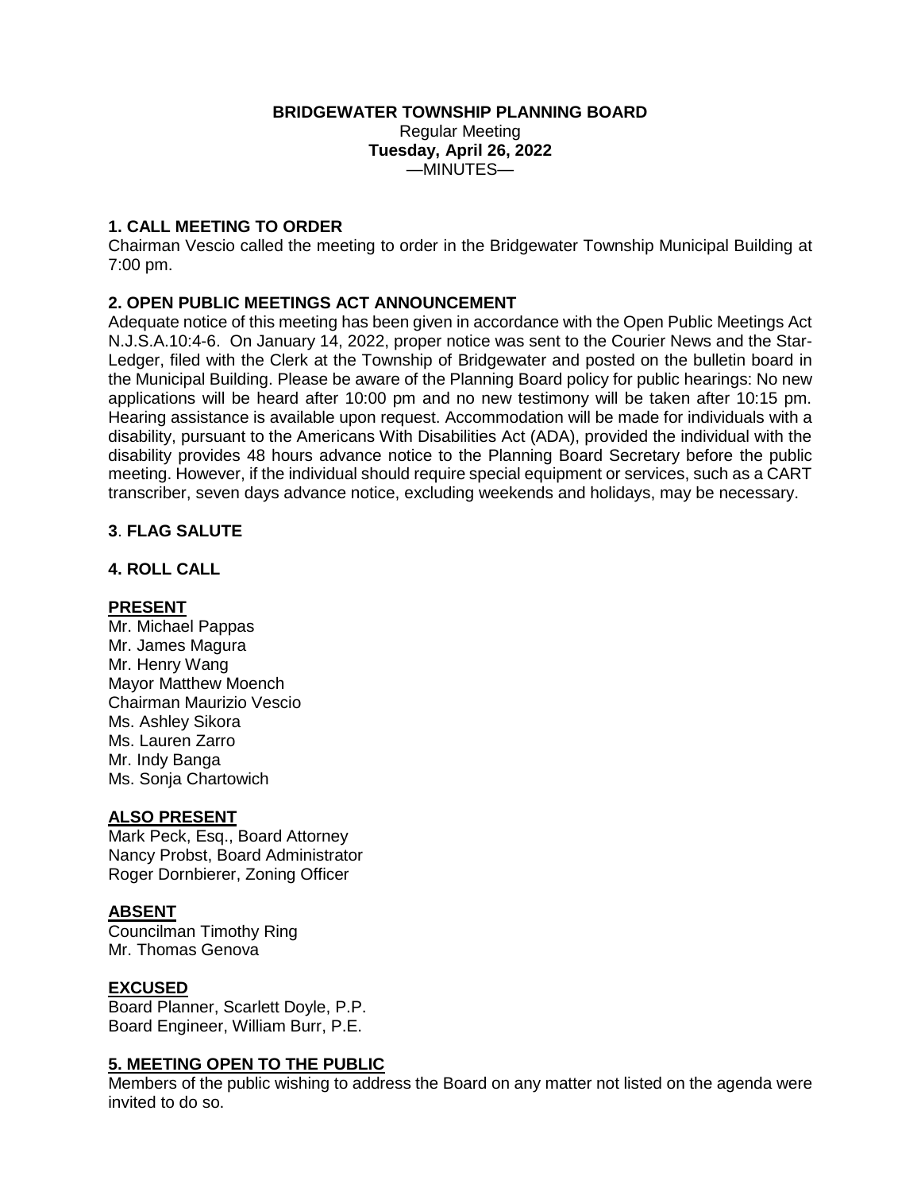**BRIDGEWATER TOWNSHIP PLANNING BOARD**
Regular Meeting
**Tuesday, April 26, 2022**
—MINUTES—

**1. CALL MEETING TO ORDER**

Chairman Vescio called the meeting to order in the Bridgewater Township Municipal Building at 7:00 pm.

**2. OPEN PUBLIC MEETINGS ACT ANNOUNCEMENT**

Adequate notice of this meeting has been given in accordance with the Open Public Meetings Act N.J.S.A.10:4-6. On January 14, 2022, proper notice was sent to the Courier News and the Star-Ledger, filed with the Clerk at the Township of Bridgewater and posted on the bulletin board in the Municipal Building. Please be aware of the Planning Board policy for public hearings: No new applications will be heard after 10:00 pm and no new testimony will be taken after 10:15 pm. Hearing assistance is available upon request. Accommodation will be made for individuals with a disability, pursuant to the Americans With Disabilities Act (ADA), provided the individual with the disability provides 48 hours advance notice to the Planning Board Secretary before the public meeting. However, if the individual should require special equipment or services, such as a CART transcriber, seven days advance notice, excluding weekends and holidays, may be necessary.

**3**. **FLAG SALUTE**

**4. ROLL CALL**

**PRESENT**

Mr. Michael Pappas
Mr. James Magura
Mr. Henry Wang
Mayor Matthew Moench
Chairman Maurizio Vescio
Ms. Ashley Sikora
Ms. Lauren Zarro
Mr. Indy Banga
Ms. Sonja Chartowich

**ALSO PRESENT**

Mark Peck, Esq., Board Attorney
Nancy Probst, Board Administrator
Roger Dornbierer, Zoning Officer

**ABSENT**

Councilman Timothy Ring
Mr. Thomas Genova

**EXCUSED**

Board Planner, Scarlett Doyle, P.P.
Board Engineer, William Burr, P.E.

**5. MEETING OPEN TO THE PUBLIC**

Members of the public wishing to address the Board on any matter not listed on the agenda were invited to do so.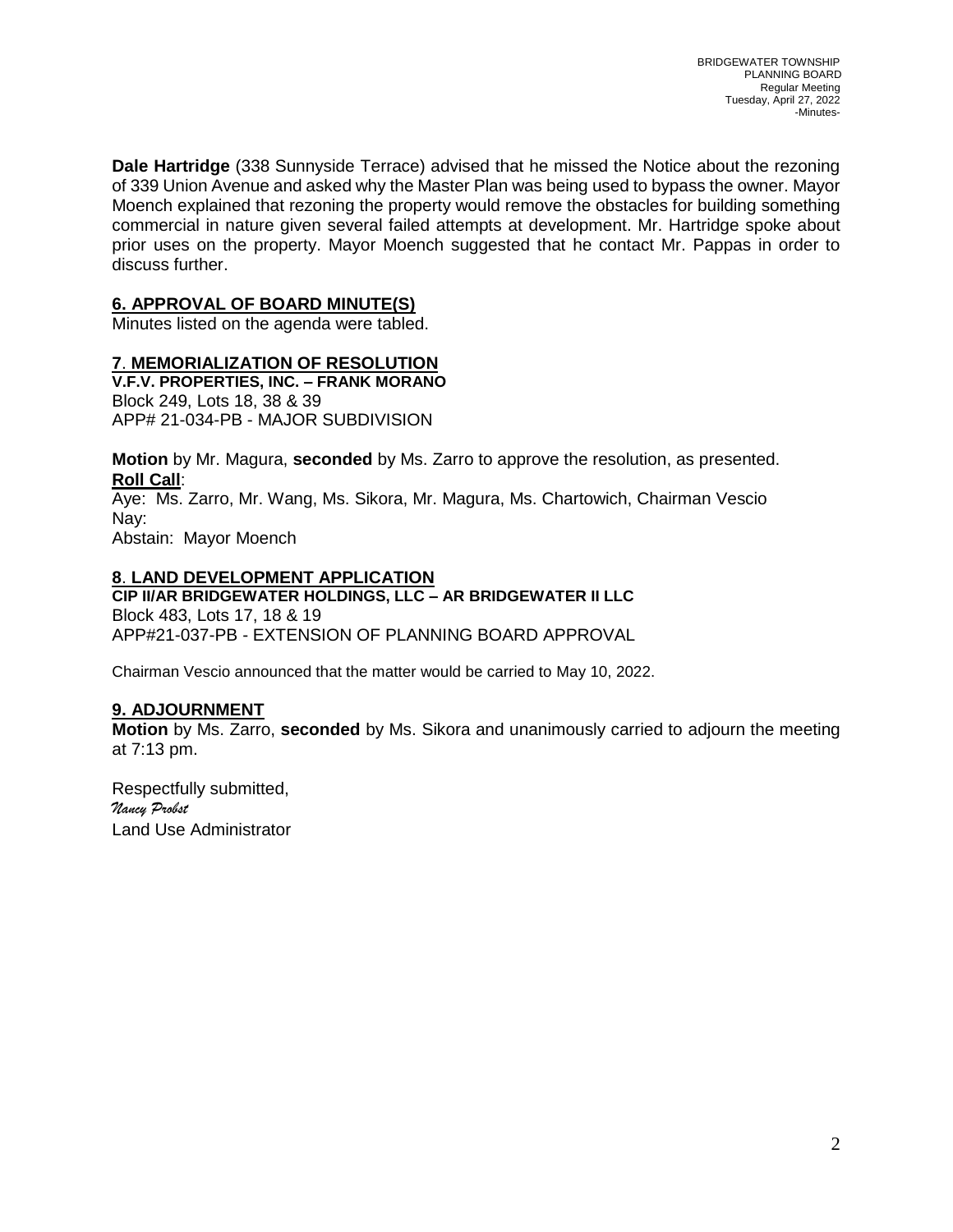**Dale Hartridge** (338 Sunnyside Terrace) advised that he missed the Notice about the rezoning of 339 Union Avenue and asked why the Master Plan was being used to bypass the owner. Mayor Moench explained that rezoning the property would remove the obstacles for building something commercial in nature given several failed attempts at development. Mr. Hartridge spoke about prior uses on the property. Mayor Moench suggested that he contact Mr. Pappas in order to discuss further.

## 6. APPROVAL OF BOARD MINUTE(S)

Minutes listed on the agenda were tabled.

## 7. MEMORIALIZATION OF RESOLUTION

**V.F.V. PROPERTIES, INC. – FRANK MORANO**
Block 249, Lots 18, 38 & 39
APP# 21-034-PB - MAJOR SUBDIVISION

**Motion** by Mr. Magura, **seconded** by Ms. Zarro to approve the resolution, as presented.
**Roll Call**:
Aye: Ms. Zarro, Mr. Wang, Ms. Sikora, Mr. Magura, Ms. Chartowich, Chairman Vescio
Nay:
Abstain: Mayor Moench

## 8. LAND DEVELOPMENT APPLICATION

**CIP II/AR BRIDGEWATER HOLDINGS, LLC – AR BRIDGEWATER II LLC**
Block 483, Lots 17, 18 & 19
APP#21-037-PB - EXTENSION OF PLANNING BOARD APPROVAL

Chairman Vescio announced that the matter would be carried to May 10, 2022.

## 9. ADJOURNMENT

**Motion** by Ms. Zarro, **seconded** by Ms. Sikora and unanimously carried to adjourn the meeting at 7:13 pm.

Respectfully submitted,
*Nancy Probst*
Land Use Administrator